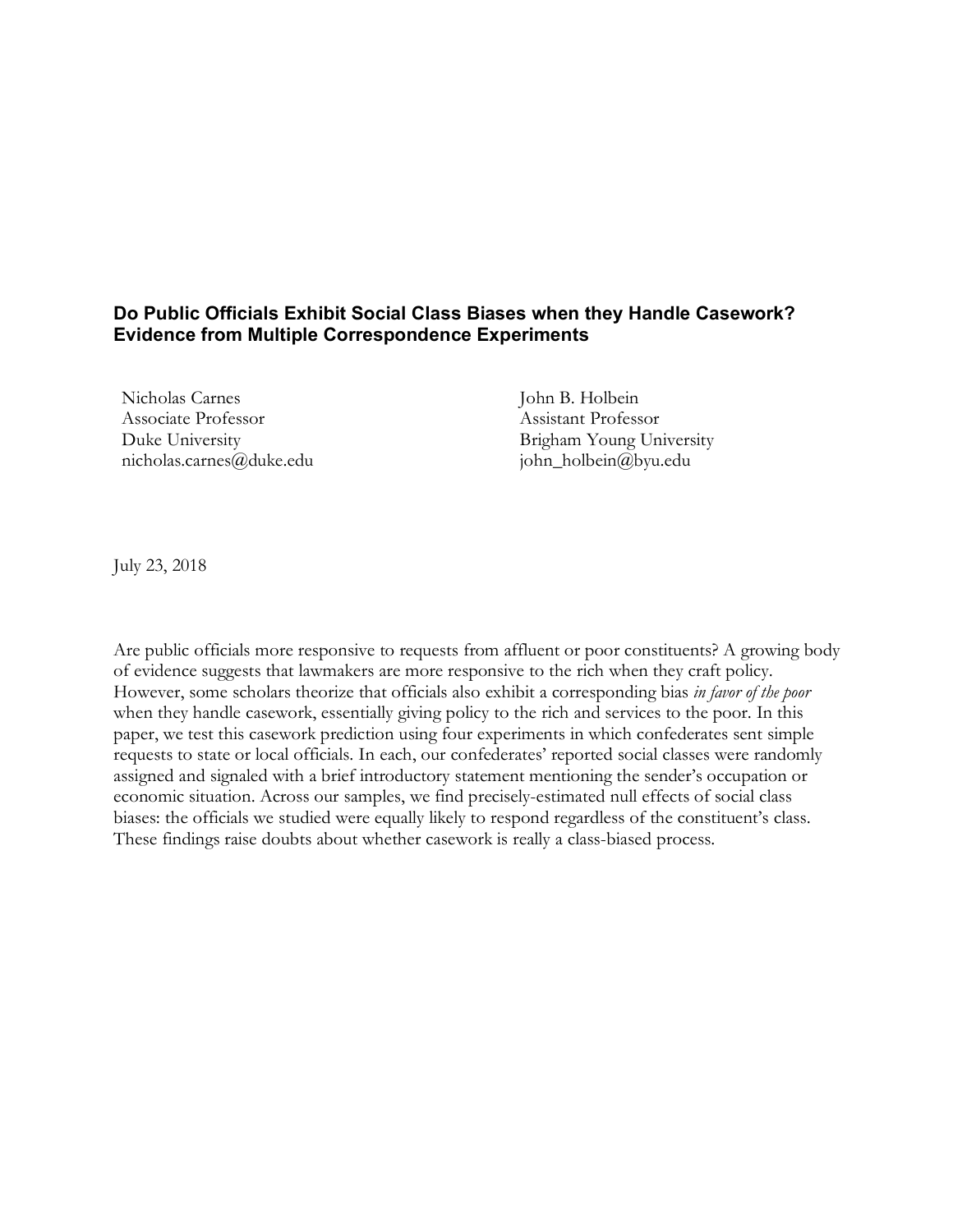**Do Public Officials Exhibit Social Class Biases when they Handle Casework? Evidence from Multiple Correspondence Experiments**

Nicholas Carnes
Associate Professor
Duke University
nicholas.carnes@duke.edu

John B. Holbein
Assistant Professor
Brigham Young University
john_holbein@byu.edu

July 23, 2018

Are public officials more responsive to requests from affluent or poor constituents? A growing body of evidence suggests that lawmakers are more responsive to the rich when they craft policy. However, some scholars theorize that officials also exhibit a corresponding bias *in favor of the poor* when they handle casework, essentially giving policy to the rich and services to the poor. In this paper, we test this casework prediction using four experiments in which confederates sent simple requests to state or local officials. In each, our confederates' reported social classes were randomly assigned and signaled with a brief introductory statement mentioning the sender's occupation or economic situation. Across our samples, we find precisely-estimated null effects of social class biases: the officials we studied were equally likely to respond regardless of the constituent's class. These findings raise doubts about whether casework is really a class-biased process.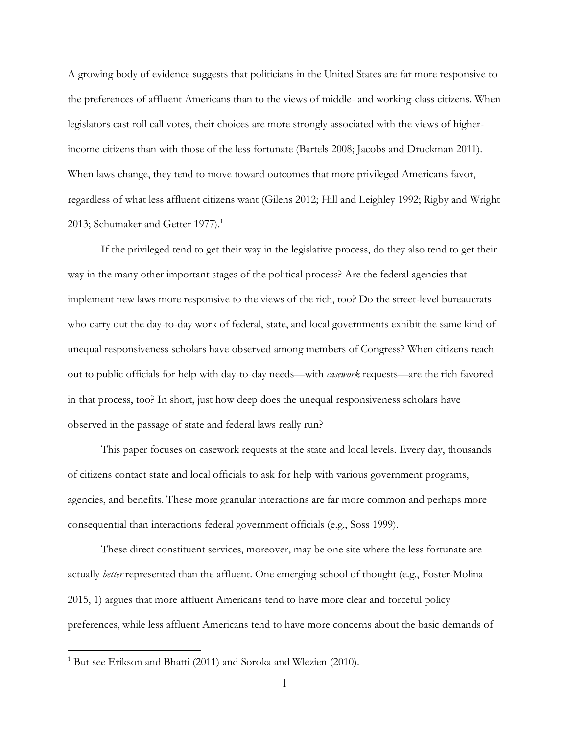A growing body of evidence suggests that politicians in the United States are far more responsive to the preferences of affluent Americans than to the views of middle- and working-class citizens. When legislators cast roll call votes, their choices are more strongly associated with the views of higher-income citizens than with those of the less fortunate (Bartels 2008; Jacobs and Druckman 2011). When laws change, they tend to move toward outcomes that more privileged Americans favor, regardless of what less affluent citizens want (Gilens 2012; Hill and Leighley 1992; Rigby and Wright 2013; Schumaker and Getter 1977).[1]

If the privileged tend to get their way in the legislative process, do they also tend to get their way in the many other important stages of the political process? Are the federal agencies that implement new laws more responsive to the views of the rich, too? Do the street-level bureaucrats who carry out the day-to-day work of federal, state, and local governments exhibit the same kind of unequal responsiveness scholars have observed among members of Congress? When citizens reach out to public officials for help with day-to-day needs—with *casework* requests—are the rich favored in that process, too? In short, just how deep does the unequal responsiveness scholars have observed in the passage of state and federal laws really run?

This paper focuses on casework requests at the state and local levels. Every day, thousands of citizens contact state and local officials to ask for help with various government programs, agencies, and benefits. These more granular interactions are far more common and perhaps more consequential than interactions federal government officials (e.g., Soss 1999).

These direct constituent services, moreover, may be one site where the less fortunate are actually *better* represented than the affluent. One emerging school of thought (e.g., Foster-Molina 2015, 1) argues that more affluent Americans tend to have more clear and forceful policy preferences, while less affluent Americans tend to have more concerns about the basic demands of

[1] But see Erikson and Bhatti (2011) and Soroka and Wlezien (2010).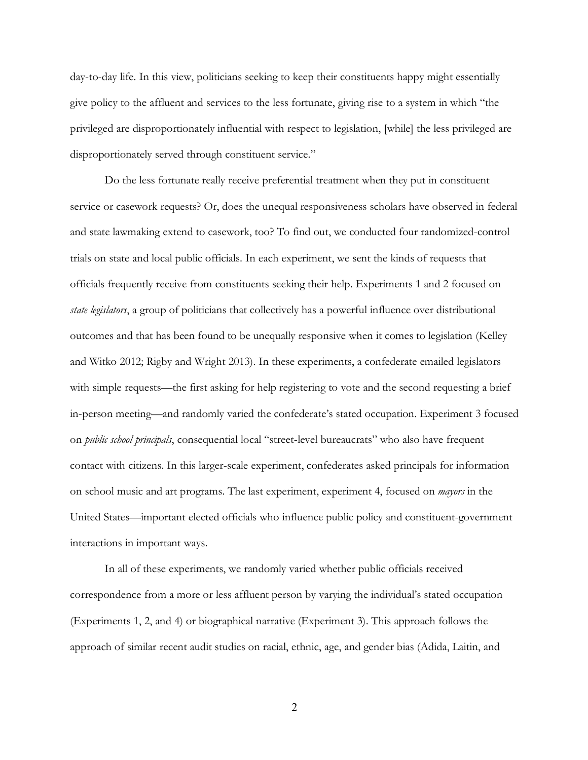day-to-day life. In this view, politicians seeking to keep their constituents happy might essentially give policy to the affluent and services to the less fortunate, giving rise to a system in which "the privileged are disproportionately influential with respect to legislation, [while] the less privileged are disproportionately served through constituent service."

Do the less fortunate really receive preferential treatment when they put in constituent service or casework requests? Or, does the unequal responsiveness scholars have observed in federal and state lawmaking extend to casework, too? To find out, we conducted four randomized-control trials on state and local public officials. In each experiment, we sent the kinds of requests that officials frequently receive from constituents seeking their help. Experiments 1 and 2 focused on *state legislators*, a group of politicians that collectively has a powerful influence over distributional outcomes and that has been found to be unequally responsive when it comes to legislation (Kelley and Witko 2012; Rigby and Wright 2013). In these experiments, a confederate emailed legislators with simple requests—the first asking for help registering to vote and the second requesting a brief in-person meeting—and randomly varied the confederate's stated occupation. Experiment 3 focused on *public school principals*, consequential local "street-level bureaucrats" who also have frequent contact with citizens. In this larger-scale experiment, confederates asked principals for information on school music and art programs. The last experiment, experiment 4, focused on *mayors* in the United States—important elected officials who influence public policy and constituent-government interactions in important ways.

In all of these experiments, we randomly varied whether public officials received correspondence from a more or less affluent person by varying the individual's stated occupation (Experiments 1, 2, and 4) or biographical narrative (Experiment 3). This approach follows the approach of similar recent audit studies on racial, ethnic, age, and gender bias (Adida, Laitin, and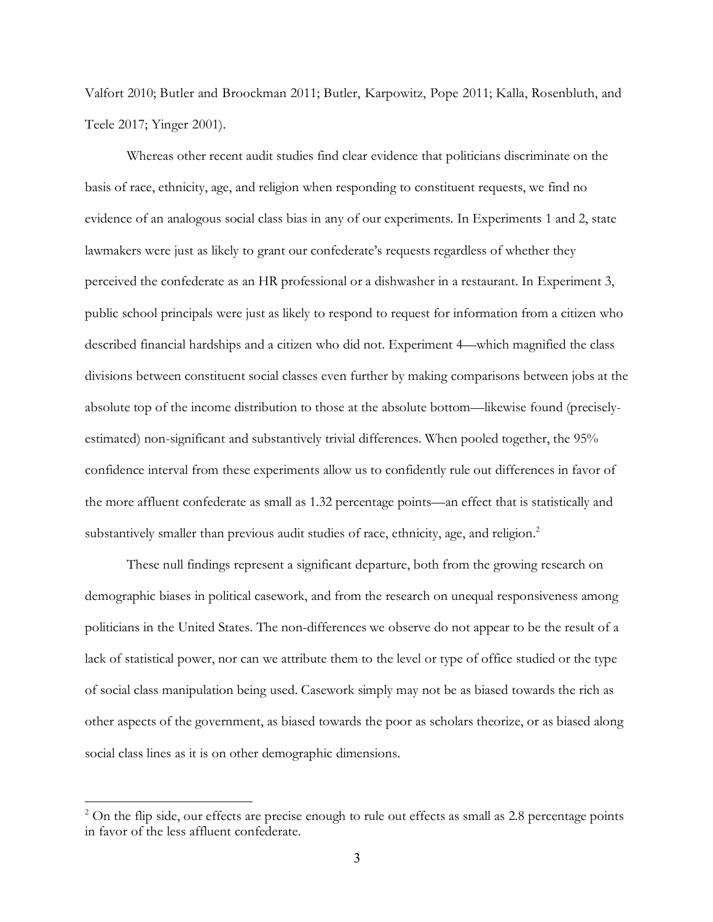Valfort 2010; Butler and Broockman 2011; Butler, Karpowitz, Pope 2011; Kalla, Rosenbluth, and Teele 2017; Yinger 2001).

Whereas other recent audit studies find clear evidence that politicians discriminate on the basis of race, ethnicity, age, and religion when responding to constituent requests, we find no evidence of an analogous social class bias in any of our experiments. In Experiments 1 and 2, state lawmakers were just as likely to grant our confederate's requests regardless of whether they perceived the confederate as an HR professional or a dishwasher in a restaurant. In Experiment 3, public school principals were just as likely to respond to request for information from a citizen who described financial hardships and a citizen who did not. Experiment 4—which magnified the class divisions between constituent social classes even further by making comparisons between jobs at the absolute top of the income distribution to those at the absolute bottom—likewise found (precisely-estimated) non-significant and substantively trivial differences. When pooled together, the 95% confidence interval from these experiments allow us to confidently rule out differences in favor of the more affluent confederate as small as 1.32 percentage points—an effect that is statistically and substantively smaller than previous audit studies of race, ethnicity, age, and religion.[2]

These null findings represent a significant departure, both from the growing research on demographic biases in political casework, and from the research on unequal responsiveness among politicians in the United States. The non-differences we observe do not appear to be the result of a lack of statistical power, nor can we attribute them to the level or type of office studied or the type of social class manipulation being used. Casework simply may not be as biased towards the rich as other aspects of the government, as biased towards the poor as scholars theorize, or as biased along social class lines as it is on other demographic dimensions.

[2] On the flip side, our effects are precise enough to rule out effects as small as 2.8 percentage points in favor of the less affluent confederate.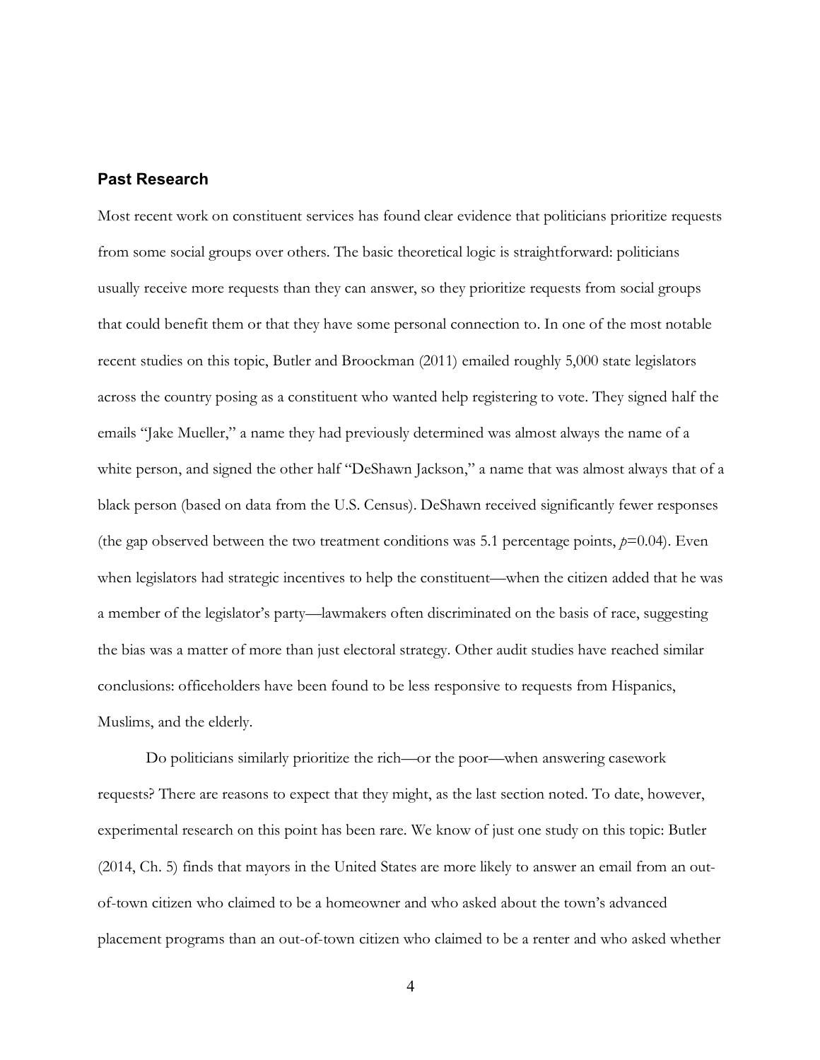## Past Research

Most recent work on constituent services has found clear evidence that politicians prioritize requests from some social groups over others. The basic theoretical logic is straightforward: politicians usually receive more requests than they can answer, so they prioritize requests from social groups that could benefit them or that they have some personal connection to. In one of the most notable recent studies on this topic, Butler and Broockman (2011) emailed roughly 5,000 state legislators across the country posing as a constituent who wanted help registering to vote. They signed half the emails "Jake Mueller," a name they had previously determined was almost always the name of a white person, and signed the other half "DeShawn Jackson," a name that was almost always that of a black person (based on data from the U.S. Census). DeShawn received significantly fewer responses (the gap observed between the two treatment conditions was 5.1 percentage points, $p$=0.04). Even when legislators had strategic incentives to help the constituent—when the citizen added that he was a member of the legislator's party—lawmakers often discriminated on the basis of race, suggesting the bias was a matter of more than just electoral strategy. Other audit studies have reached similar conclusions: officeholders have been found to be less responsive to requests from Hispanics, Muslims, and the elderly.

Do politicians similarly prioritize the rich—or the poor—when answering casework requests? There are reasons to expect that they might, as the last section noted. To date, however, experimental research on this point has been rare. We know of just one study on this topic: Butler (2014, Ch. 5) finds that mayors in the United States are more likely to answer an email from an out-of-town citizen who claimed to be a homeowner and who asked about the town's advanced placement programs than an out-of-town citizen who claimed to be a renter and who asked whether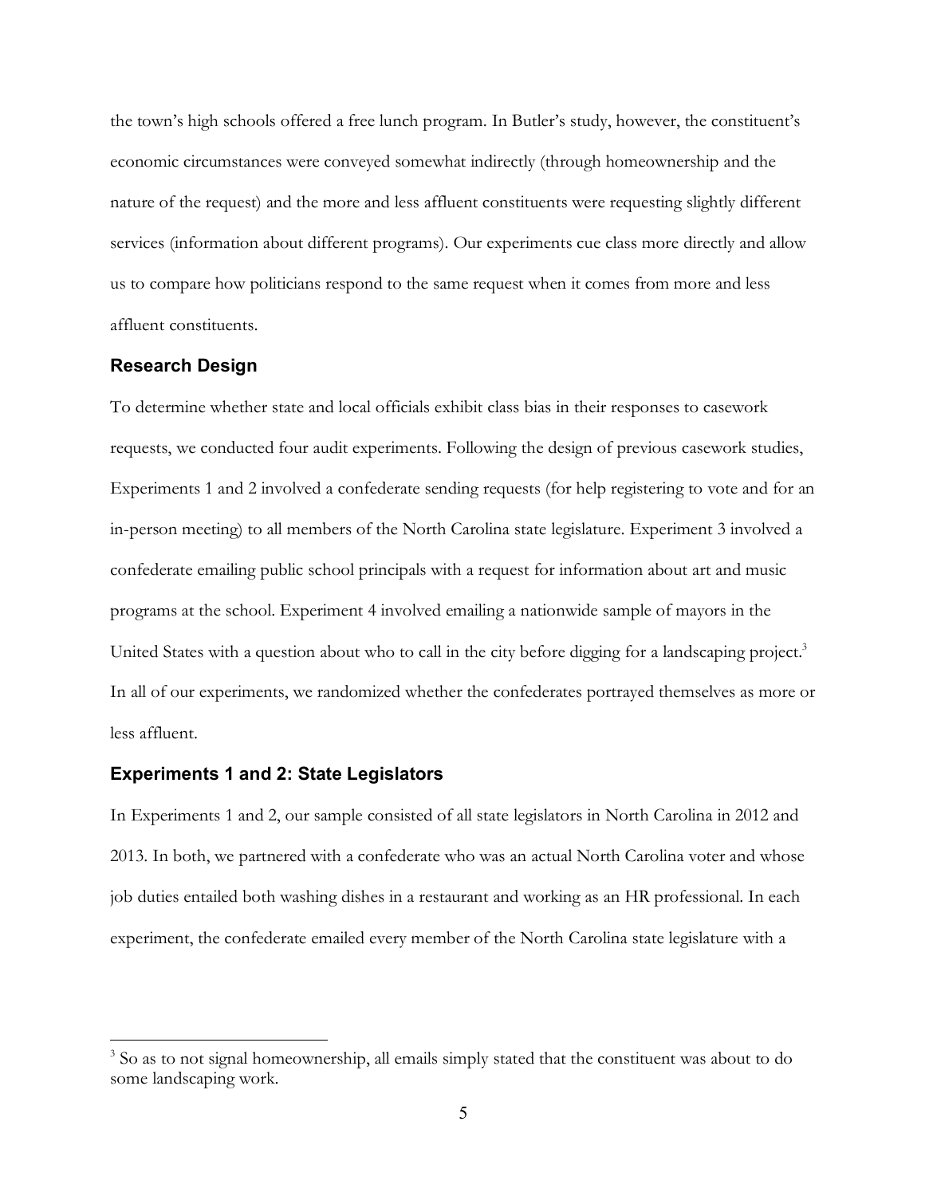the town's high schools offered a free lunch program. In Butler's study, however, the constituent's economic circumstances were conveyed somewhat indirectly (through homeownership and the nature of the request) and the more and less affluent constituents were requesting slightly different services (information about different programs). Our experiments cue class more directly and allow us to compare how politicians respond to the same request when it comes from more and less affluent constituents.

## Research Design

To determine whether state and local officials exhibit class bias in their responses to casework requests, we conducted four audit experiments. Following the design of previous casework studies, Experiments 1 and 2 involved a confederate sending requests (for help registering to vote and for an in-person meeting) to all members of the North Carolina state legislature. Experiment 3 involved a confederate emailing public school principals with a request for information about art and music programs at the school. Experiment 4 involved emailing a nationwide sample of mayors in the United States with a question about who to call in the city before digging for a landscaping project.[3] In all of our experiments, we randomized whether the confederates portrayed themselves as more or less affluent.

## Experiments 1 and 2: State Legislators

In Experiments 1 and 2, our sample consisted of all state legislators in North Carolina in 2012 and 2013. In both, we partnered with a confederate who was an actual North Carolina voter and whose job duties entailed both washing dishes in a restaurant and working as an HR professional. In each experiment, the confederate emailed every member of the North Carolina state legislature with a

[3] So as to not signal homeownership, all emails simply stated that the constituent was about to do some landscaping work.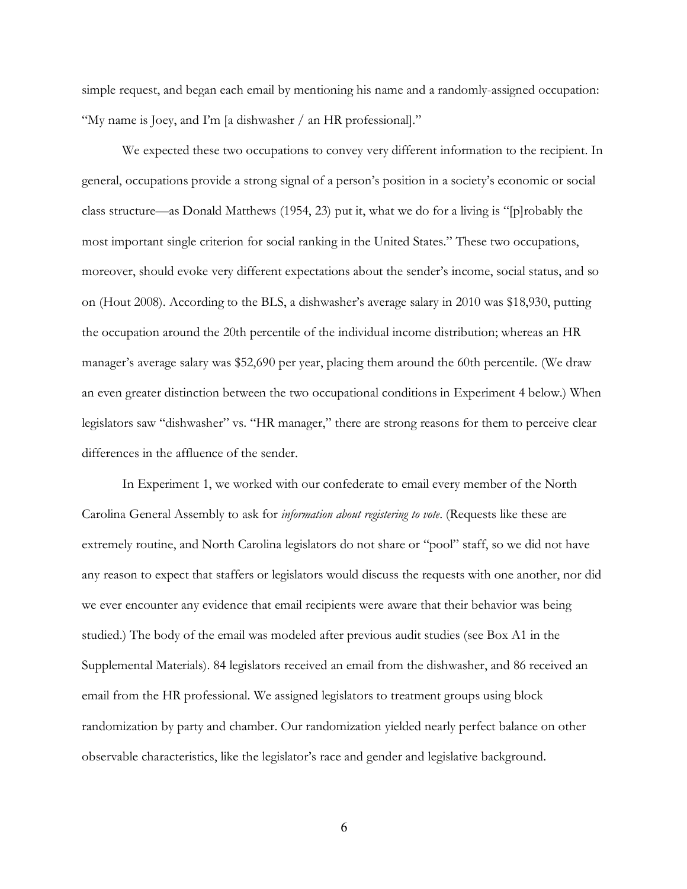simple request, and began each email by mentioning his name and a randomly-assigned occupation: "My name is Joey, and I'm [a dishwasher / an HR professional]."

We expected these two occupations to convey very different information to the recipient. In general, occupations provide a strong signal of a person's position in a society's economic or social class structure—as Donald Matthews (1954, 23) put it, what we do for a living is "[p]robably the most important single criterion for social ranking in the United States." These two occupations, moreover, should evoke very different expectations about the sender's income, social status, and so on (Hout 2008). According to the BLS, a dishwasher's average salary in 2010 was $18,930, putting the occupation around the 20th percentile of the individual income distribution; whereas an HR manager's average salary was $52,690 per year, placing them around the 60th percentile. (We draw an even greater distinction between the two occupational conditions in Experiment 4 below.) When legislators saw "dishwasher" vs. "HR manager," there are strong reasons for them to perceive clear differences in the affluence of the sender.

In Experiment 1, we worked with our confederate to email every member of the North Carolina General Assembly to ask for *information about registering to vote*. (Requests like these are extremely routine, and North Carolina legislators do not share or "pool" staff, so we did not have any reason to expect that staffers or legislators would discuss the requests with one another, nor did we ever encounter any evidence that email recipients were aware that their behavior was being studied.) The body of the email was modeled after previous audit studies (see Box A1 in the Supplemental Materials). 84 legislators received an email from the dishwasher, and 86 received an email from the HR professional. We assigned legislators to treatment groups using block randomization by party and chamber. Our randomization yielded nearly perfect balance on other observable characteristics, like the legislator's race and gender and legislative background.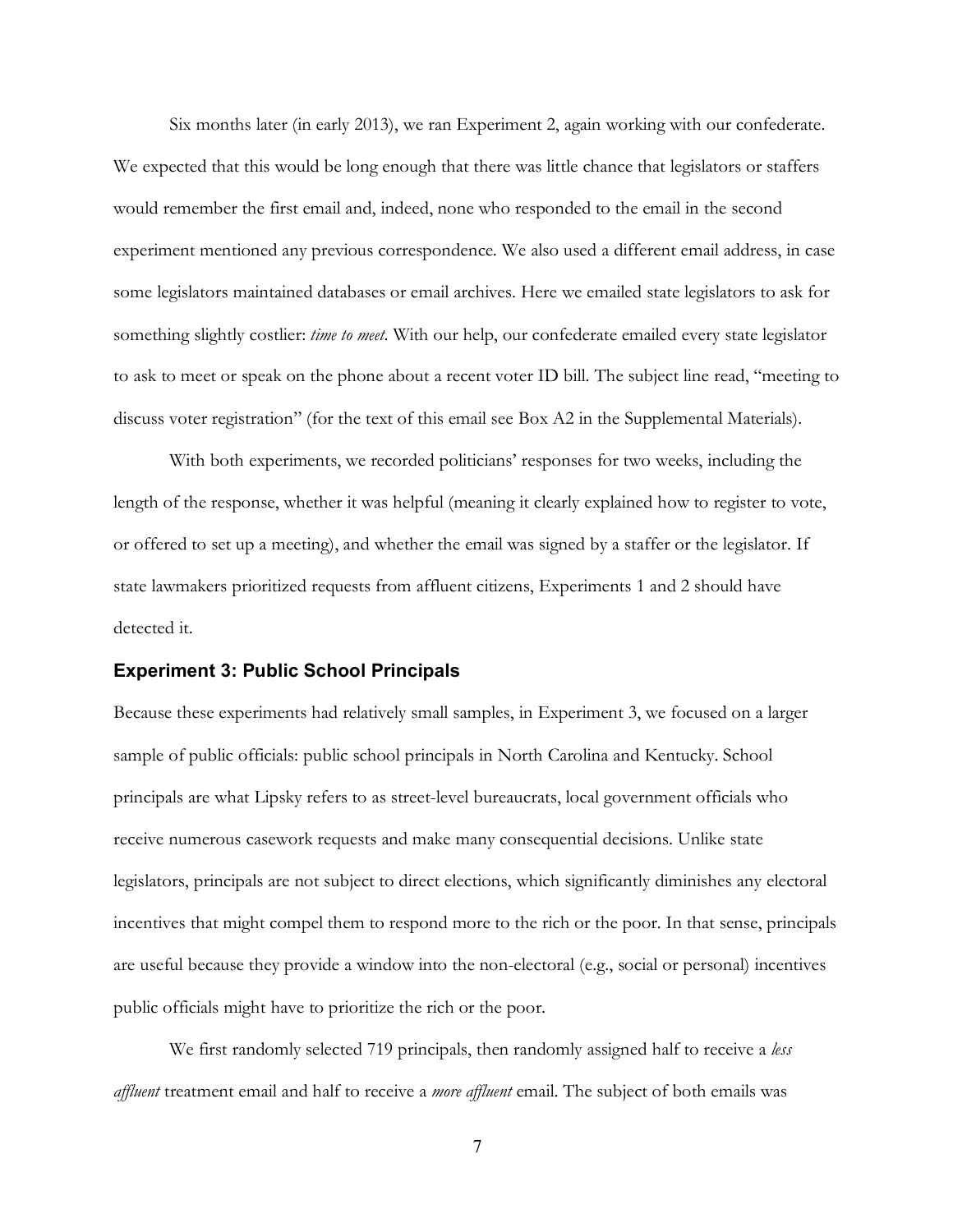Six months later (in early 2013), we ran Experiment 2, again working with our confederate. We expected that this would be long enough that there was little chance that legislators or staffers would remember the first email and, indeed, none who responded to the email in the second experiment mentioned any previous correspondence. We also used a different email address, in case some legislators maintained databases or email archives. Here we emailed state legislators to ask for something slightly costlier: *time to meet*. With our help, our confederate emailed every state legislator to ask to meet or speak on the phone about a recent voter ID bill. The subject line read, "meeting to discuss voter registration" (for the text of this email see Box A2 in the Supplemental Materials).

With both experiments, we recorded politicians' responses for two weeks, including the length of the response, whether it was helpful (meaning it clearly explained how to register to vote, or offered to set up a meeting), and whether the email was signed by a staffer or the legislator. If state lawmakers prioritized requests from affluent citizens, Experiments 1 and 2 should have detected it.

### Experiment 3: Public School Principals

Because these experiments had relatively small samples, in Experiment 3, we focused on a larger sample of public officials: public school principals in North Carolina and Kentucky. School principals are what Lipsky refers to as street-level bureaucrats, local government officials who receive numerous casework requests and make many consequential decisions. Unlike state legislators, principals are not subject to direct elections, which significantly diminishes any electoral incentives that might compel them to respond more to the rich or the poor. In that sense, principals are useful because they provide a window into the non-electoral (e.g., social or personal) incentives public officials might have to prioritize the rich or the poor.

We first randomly selected 719 principals, then randomly assigned half to receive a *less affluent* treatment email and half to receive a *more affluent* email. The subject of both emails was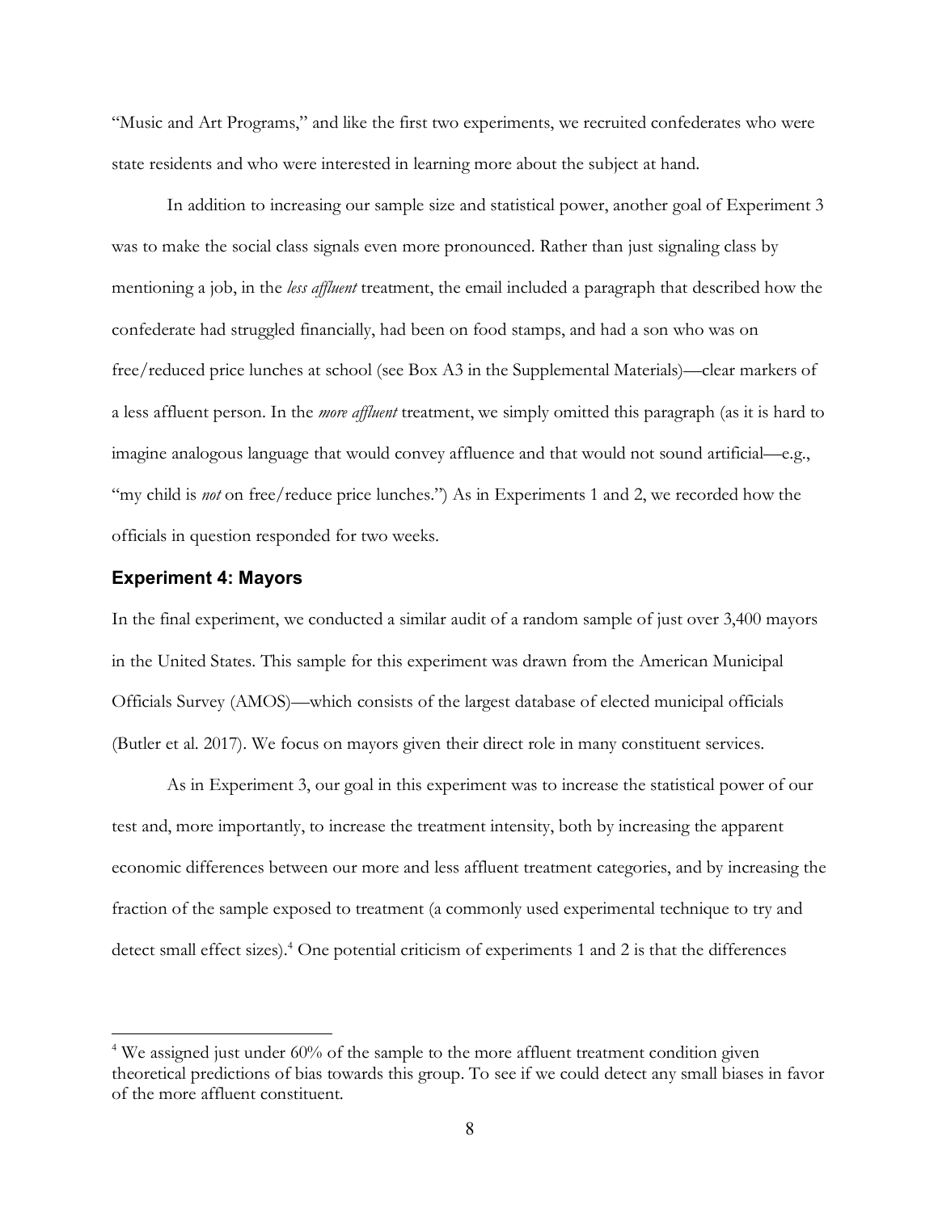"Music and Art Programs," and like the first two experiments, we recruited confederates who were state residents and who were interested in learning more about the subject at hand.

In addition to increasing our sample size and statistical power, another goal of Experiment 3 was to make the social class signals even more pronounced. Rather than just signaling class by mentioning a job, in the *less affluent* treatment, the email included a paragraph that described how the confederate had struggled financially, had been on food stamps, and had a son who was on free/reduced price lunches at school (see Box A3 in the Supplemental Materials)—clear markers of a less affluent person. In the *more affluent* treatment, we simply omitted this paragraph (as it is hard to imagine analogous language that would convey affluence and that would not sound artificial—e.g., "my child is *not* on free/reduce price lunches.") As in Experiments 1 and 2, we recorded how the officials in question responded for two weeks.

### Experiment 4: Mayors

In the final experiment, we conducted a similar audit of a random sample of just over 3,400 mayors in the United States. This sample for this experiment was drawn from the American Municipal Officials Survey (AMOS)—which consists of the largest database of elected municipal officials (Butler et al. 2017). We focus on mayors given their direct role in many constituent services.

As in Experiment 3, our goal in this experiment was to increase the statistical power of our test and, more importantly, to increase the treatment intensity, both by increasing the apparent economic differences between our more and less affluent treatment categories, and by increasing the fraction of the sample exposed to treatment (a commonly used experimental technique to try and detect small effect sizes).[4] One potential criticism of experiments 1 and 2 is that the differences

[4] We assigned just under 60% of the sample to the more affluent treatment condition given theoretical predictions of bias towards this group. To see if we could detect any small biases in favor of the more affluent constituent.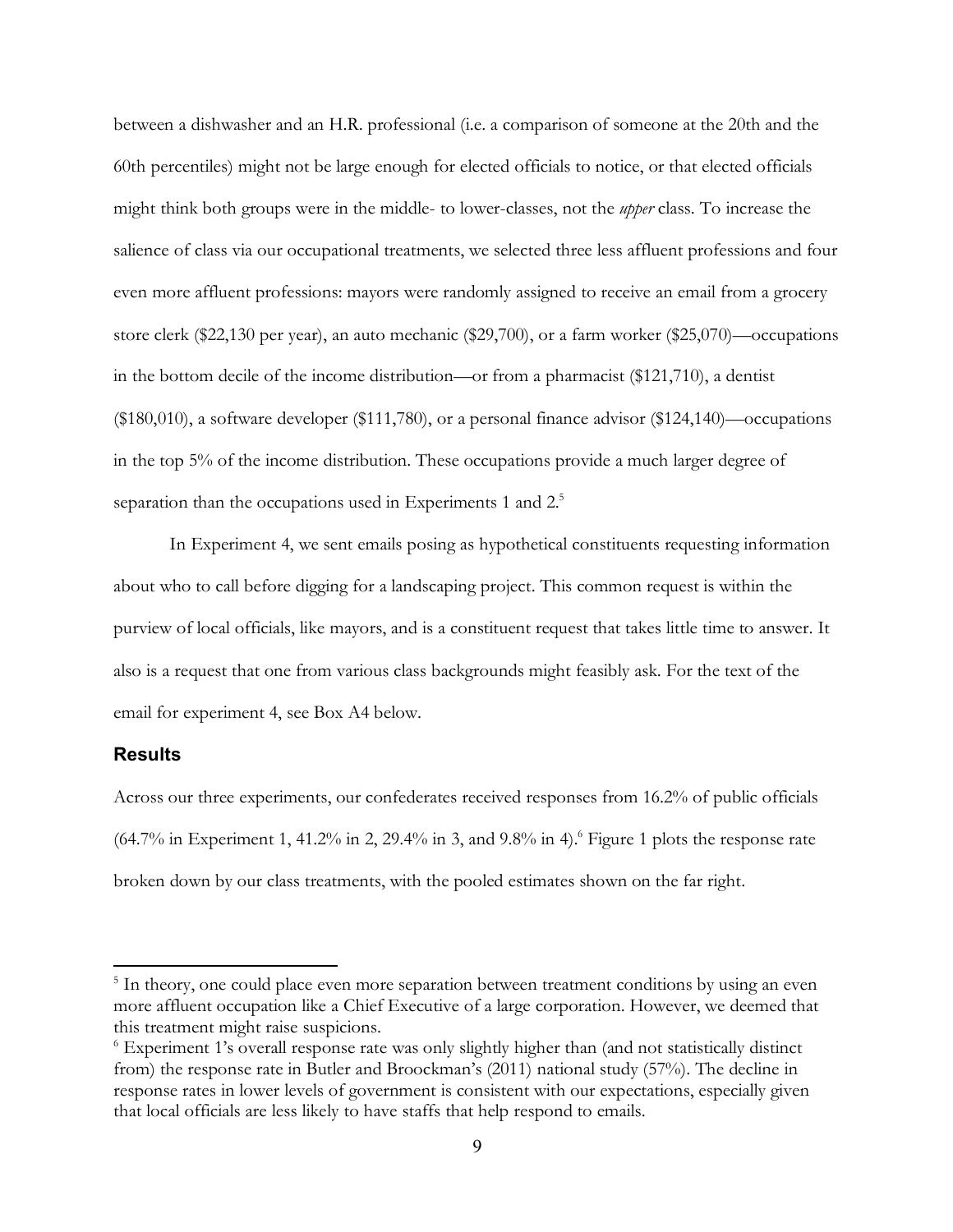between a dishwasher and an H.R. professional (i.e. a comparison of someone at the 20th and the 60th percentiles) might not be large enough for elected officials to notice, or that elected officials might think both groups were in the middle- to lower-classes, not the *upper* class. To increase the salience of class via our occupational treatments, we selected three less affluent professions and four even more affluent professions: mayors were randomly assigned to receive an email from a grocery store clerk ($22,130 per year), an auto mechanic ($29,700), or a farm worker ($25,070)—occupations in the bottom decile of the income distribution—or from a pharmacist ($121,710), a dentist ($180,010), a software developer ($111,780), or a personal finance advisor ($124,140)—occupations in the top 5% of the income distribution. These occupations provide a much larger degree of separation than the occupations used in Experiments 1 and 2.[5]

In Experiment 4, we sent emails posing as hypothetical constituents requesting information about who to call before digging for a landscaping project. This common request is within the purview of local officials, like mayors, and is a constituent request that takes little time to answer. It also is a request that one from various class backgrounds might feasibly ask. For the text of the email for experiment 4, see Box A4 below.

## Results

Across our three experiments, our confederates received responses from 16.2% of public officials (64.7% in Experiment 1, 41.2% in 2, 29.4% in 3, and 9.8% in 4).[6] Figure 1 plots the response rate broken down by our class treatments, with the pooled estimates shown on the far right.

---

[5] In theory, one could place even more separation between treatment conditions by using an even more affluent occupation like a Chief Executive of a large corporation. However, we deemed that this treatment might raise suspicions.

[6] Experiment 1's overall response rate was only slightly higher than (and not statistically distinct from) the response rate in Butler and Broockman's (2011) national study (57%). The decline in response rates in lower levels of government is consistent with our expectations, especially given that local officials are less likely to have staffs that help respond to emails.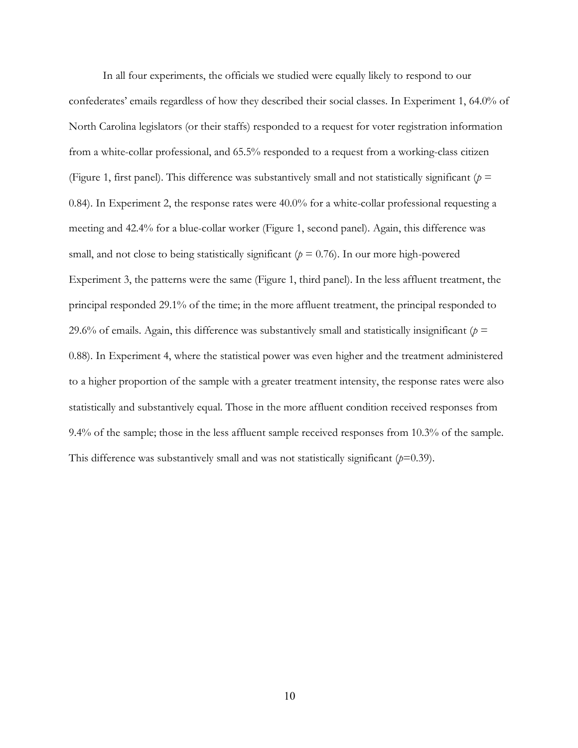In all four experiments, the officials we studied were equally likely to respond to our confederates' emails regardless of how they described their social classes. In Experiment 1, 64.0% of North Carolina legislators (or their staffs) responded to a request for voter registration information from a white-collar professional, and 65.5% responded to a request from a working-class citizen (Figure 1, first panel). This difference was substantively small and not statistically significant ($p$ = 0.84). In Experiment 2, the response rates were 40.0% for a white-collar professional requesting a meeting and 42.4% for a blue-collar worker (Figure 1, second panel). Again, this difference was small, and not close to being statistically significant ($p$ = 0.76). In our more high-powered Experiment 3, the patterns were the same (Figure 1, third panel). In the less affluent treatment, the principal responded 29.1% of the time; in the more affluent treatment, the principal responded to 29.6% of emails. Again, this difference was substantively small and statistically insignificant ($p$ = 0.88). In Experiment 4, where the statistical power was even higher and the treatment administered to a higher proportion of the sample with a greater treatment intensity, the response rates were also statistically and substantively equal. Those in the more affluent condition received responses from 9.4% of the sample; those in the less affluent sample received responses from 10.3% of the sample. This difference was substantively small and was not statistically significant ($p$=0.39).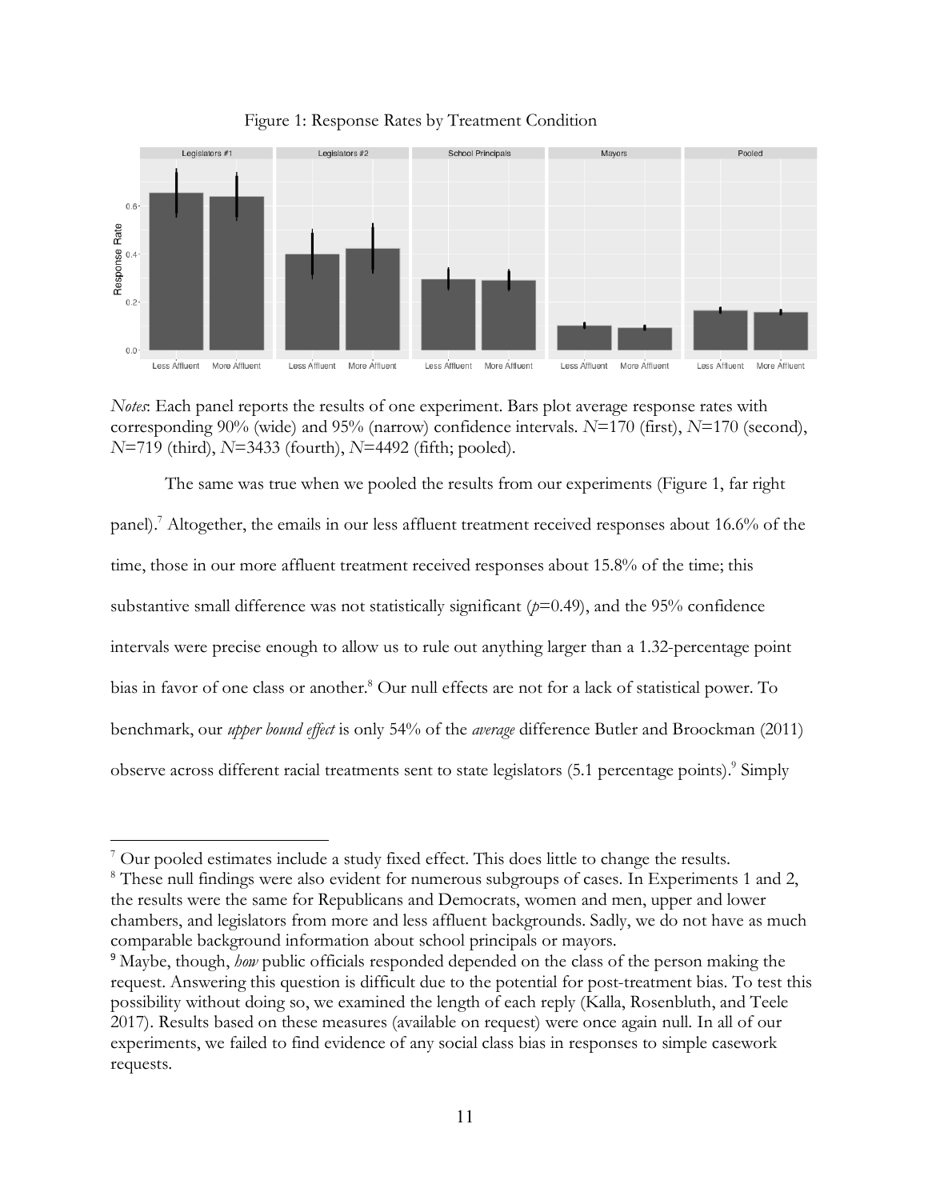Figure 1: Response Rates by Treatment Condition

Legislators #1
Legislators #2
School Principals
Mayors
Pooled

Response Rate

0.0
0.2
0.4
0.6

Less Affluent More Affluent
Less Affluent More Affluent
Less Affluent More Affluent
Less Affluent More Affluent
Less Affluent More Affluent

*Notes*: Each panel reports the results of one experiment. Bars plot average response rates with corresponding 90% (wide) and 95% (narrow) confidence intervals. *N*=170 (first), *N*=170 (second), *N*=719 (third), *N*=3433 (fourth), *N*=4492 (fifth; pooled).

The same was true when we pooled the results from our experiments (Figure 1, far right panel).[7] Altogether, the emails in our less affluent treatment received responses about 16.6% of the time, those in our more affluent treatment received responses about 15.8% of the time; this substantive small difference was not statistically significant ($p$=0.49), and the 95% confidence intervals were precise enough to allow us to rule out anything larger than a 1.32-percentage point bias in favor of one class or another.[8] Our null effects are not for a lack of statistical power. To benchmark, our *upper bound effect* is only 54% of the *average* difference Butler and Broockman (2011) observe across different racial treatments sent to state legislators (5.1 percentage points).[9] Simply

[7] Our pooled estimates include a study fixed effect. This does little to change the results.

[8] These null findings were also evident for numerous subgroups of cases. In Experiments 1 and 2, the results were the same for Republicans and Democrats, women and men, upper and lower chambers, and legislators from more and less affluent backgrounds. Sadly, we do not have as much comparable background information about school principals or mayors.

[9] Maybe, though, *how* public officials responded depended on the class of the person making the request. Answering this question is difficult due to the potential for post-treatment bias. To test this possibility without doing so, we examined the length of each reply (Kalla, Rosenbluth, and Teele 2017). Results based on these measures (available on request) were once again null. In all of our experiments, we failed to find evidence of any social class bias in responses to simple casework requests.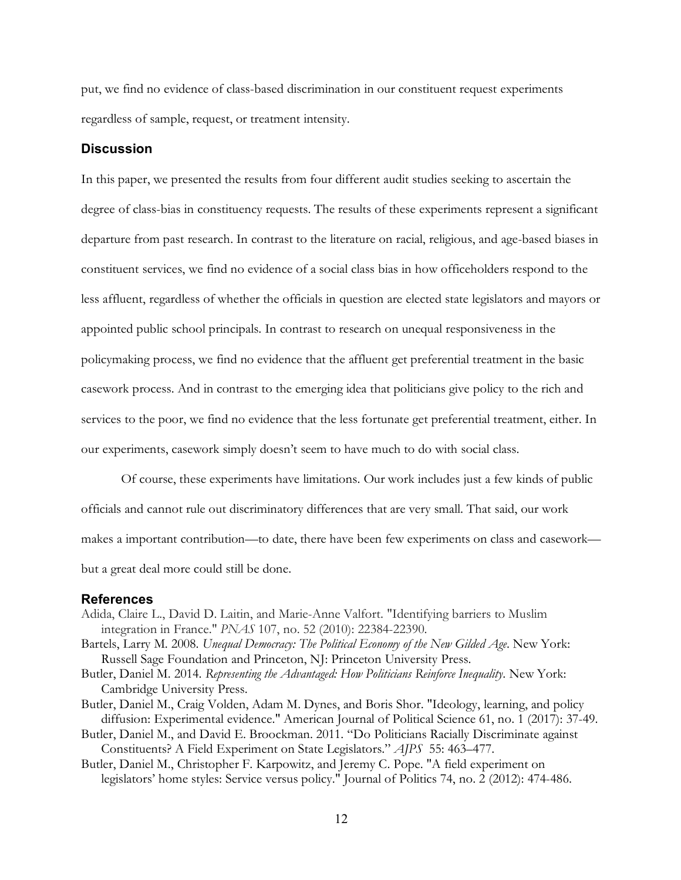put, we find no evidence of class-based discrimination in our constituent request experiments regardless of sample, request, or treatment intensity.

## Discussion

In this paper, we presented the results from four different audit studies seeking to ascertain the degree of class-bias in constituency requests. The results of these experiments represent a significant departure from past research. In contrast to the literature on racial, religious, and age-based biases in constituent services, we find no evidence of a social class bias in how officeholders respond to the less affluent, regardless of whether the officials in question are elected state legislators and mayors or appointed public school principals. In contrast to research on unequal responsiveness in the policymaking process, we find no evidence that the affluent get preferential treatment in the basic casework process. And in contrast to the emerging idea that politicians give policy to the rich and services to the poor, we find no evidence that the less fortunate get preferential treatment, either. In our experiments, casework simply doesn't seem to have much to do with social class.

Of course, these experiments have limitations. Our work includes just a few kinds of public officials and cannot rule out discriminatory differences that are very small. That said, our work makes a important contribution—to date, there have been few experiments on class and casework—but a great deal more could still be done.

## References

Adida, Claire L., David D. Laitin, and Marie-Anne Valfort. "Identifying barriers to Muslim integration in France." *PNAS* 107, no. 52 (2010): 22384-22390.

Bartels, Larry M. 2008. *Unequal Democracy: The Political Economy of the New Gilded Age*. New York: Russell Sage Foundation and Princeton, NJ: Princeton University Press.

Butler, Daniel M. 2014. *Representing the Advantaged: How Politicians Reinforce Inequality*. New York: Cambridge University Press.

Butler, Daniel M., Craig Volden, Adam M. Dynes, and Boris Shor. "Ideology, learning, and policy diffusion: Experimental evidence." American Journal of Political Science 61, no. 1 (2017): 37-49.

Butler, Daniel M., and David E. Broockman. 2011. "Do Politicians Racially Discriminate against Constituents? A Field Experiment on State Legislators." *AJPS* 55: 463–477.

Butler, Daniel M., Christopher F. Karpowitz, and Jeremy C. Pope. "A field experiment on legislators' home styles: Service versus policy." Journal of Politics 74, no. 2 (2012): 474-486.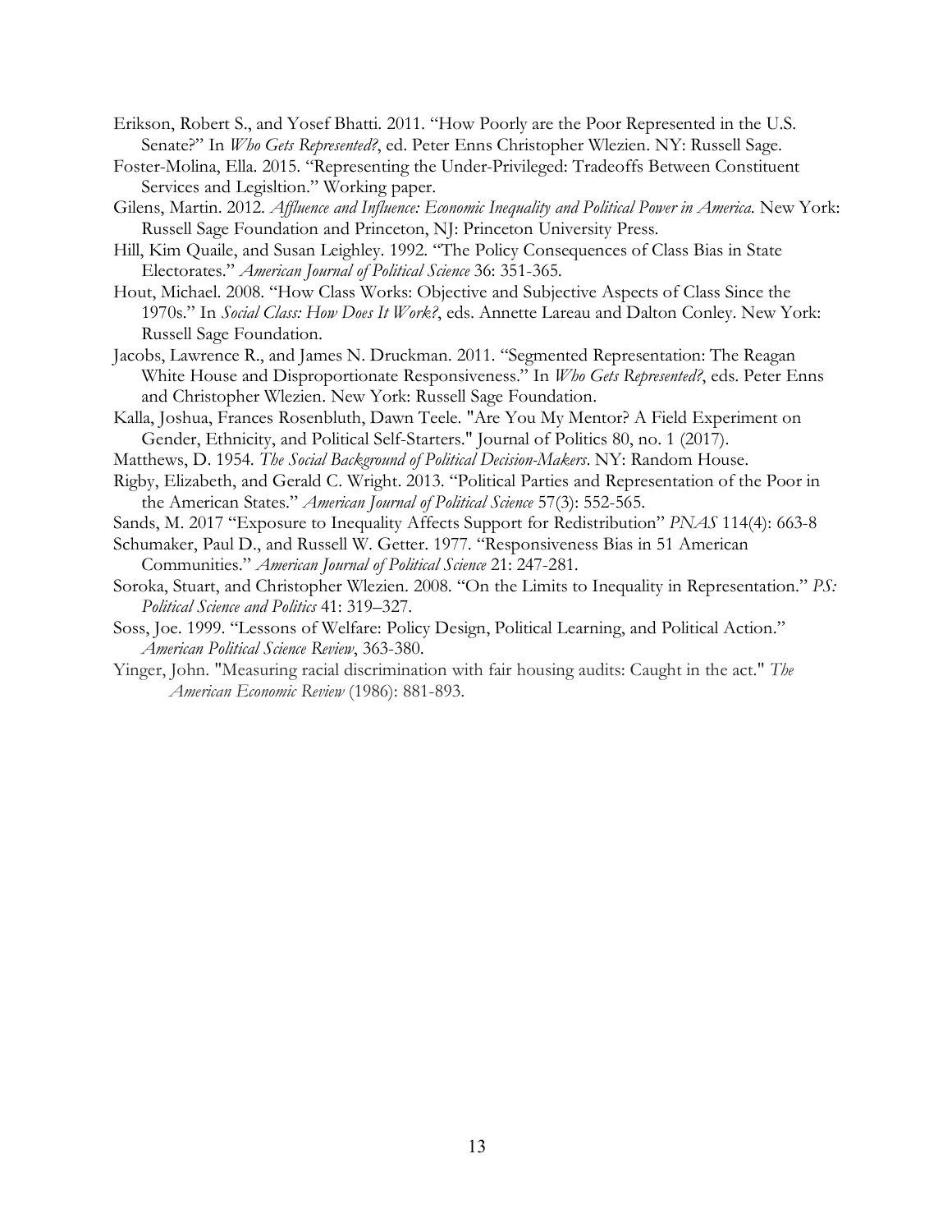Erikson, Robert S., and Yosef Bhatti. 2011. "How Poorly are the Poor Represented in the U.S. Senate?" In *Who Gets Represented?*, ed. Peter Enns Christopher Wlezien. NY: Russell Sage.

Foster-Molina, Ella. 2015. "Representing the Under-Privileged: Tradeoffs Between Constituent Services and Legisltion." Working paper.

Gilens, Martin. 2012. *Affluence and Influence: Economic Inequality and Political Power in America.* New York: Russell Sage Foundation and Princeton, NJ: Princeton University Press.

Hill, Kim Quaile, and Susan Leighley. 1992. "The Policy Consequences of Class Bias in State Electorates." *American Journal of Political Science* 36: 351-365.

Hout, Michael. 2008. "How Class Works: Objective and Subjective Aspects of Class Since the 1970s." In *Social Class: How Does It Work?*, eds. Annette Lareau and Dalton Conley. New York: Russell Sage Foundation.

Jacobs, Lawrence R., and James N. Druckman. 2011. "Segmented Representation: The Reagan White House and Disproportionate Responsiveness." In *Who Gets Represented?*, eds. Peter Enns and Christopher Wlezien. New York: Russell Sage Foundation.

Kalla, Joshua, Frances Rosenbluth, Dawn Teele. "Are You My Mentor? A Field Experiment on Gender, Ethnicity, and Political Self-Starters." Journal of Politics 80, no. 1 (2017).

Matthews, D. 1954. *The Social Background of Political Decision-Makers*. NY: Random House.

Rigby, Elizabeth, and Gerald C. Wright. 2013. "Political Parties and Representation of the Poor in the American States." *American Journal of Political Science* 57(3): 552-565.

Sands, M. 2017 "Exposure to Inequality Affects Support for Redistribution" *PNAS* 114(4): 663-8

Schumaker, Paul D., and Russell W. Getter. 1977. "Responsiveness Bias in 51 American Communities." *American Journal of Political Science* 21: 247-281.

Soroka, Stuart, and Christopher Wlezien. 2008. "On the Limits to Inequality in Representation." *PS: Political Science and Politics* 41: 319–327.

Soss, Joe. 1999. "Lessons of Welfare: Policy Design, Political Learning, and Political Action." *American Political Science Review*, 363-380.

Yinger, John. "Measuring racial discrimination with fair housing audits: Caught in the act." *The American Economic Review* (1986): 881-893.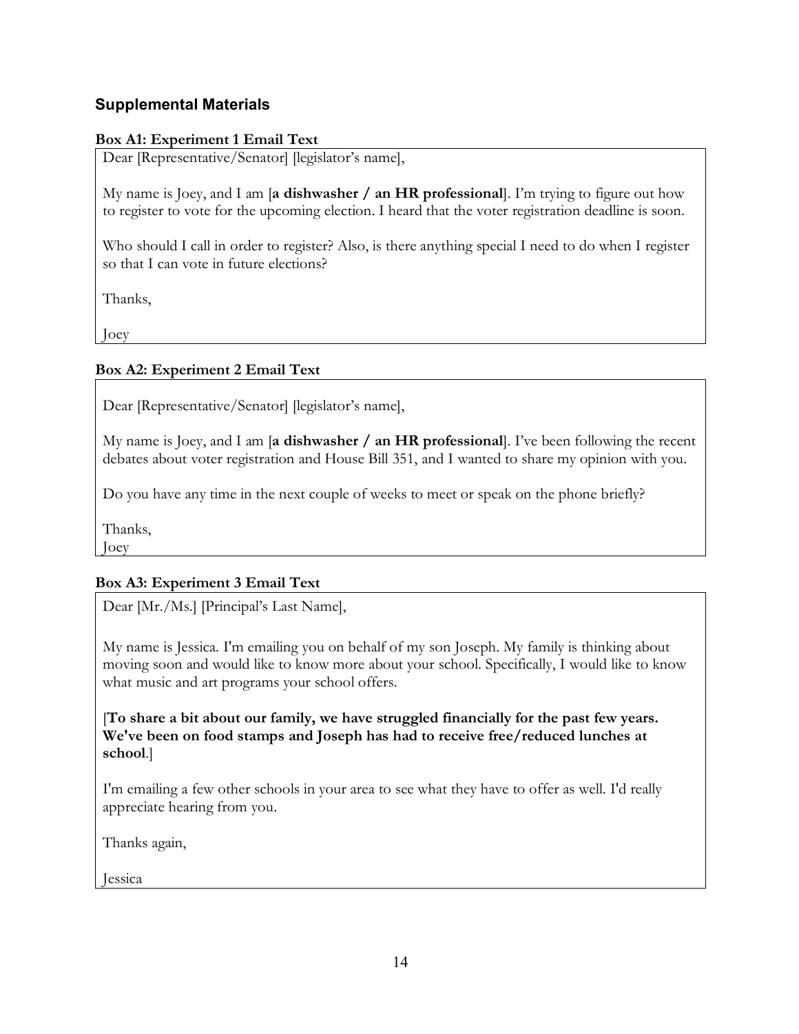## Supplemental Materials

### Box A1: Experiment 1 Email Text

Dear [Representative/Senator] [legislator's name],

My name is Joey, and I am [**a dishwasher / an HR professional**]. I'm trying to figure out how to register to vote for the upcoming election. I heard that the voter registration deadline is soon.

Who should I call in order to register? Also, is there anything special I need to do when I register so that I can vote in future elections?

Thanks,

Joey

### Box A2: Experiment 2 Email Text

Dear [Representative/Senator] [legislator's name],

My name is Joey, and I am [**a dishwasher / an HR professional**]. I've been following the recent debates about voter registration and House Bill 351, and I wanted to share my opinion with you.

Do you have any time in the next couple of weeks to meet or speak on the phone briefly?

Thanks,
Joey

### Box A3: Experiment 3 Email Text

Dear [Mr./Ms.] [Principal's Last Name],

My name is Jessica. I'm emailing you on behalf of my son Joseph. My family is thinking about moving soon and would like to know more about your school. Specifically, I would like to know what music and art programs your school offers.

[**To share a bit about our family, we have struggled financially for the past few years. We've been on food stamps and Joseph has had to receive free/reduced lunches at school**.]

I'm emailing a few other schools in your area to see what they have to offer as well. I'd really appreciate hearing from you.

Thanks again,

Jessica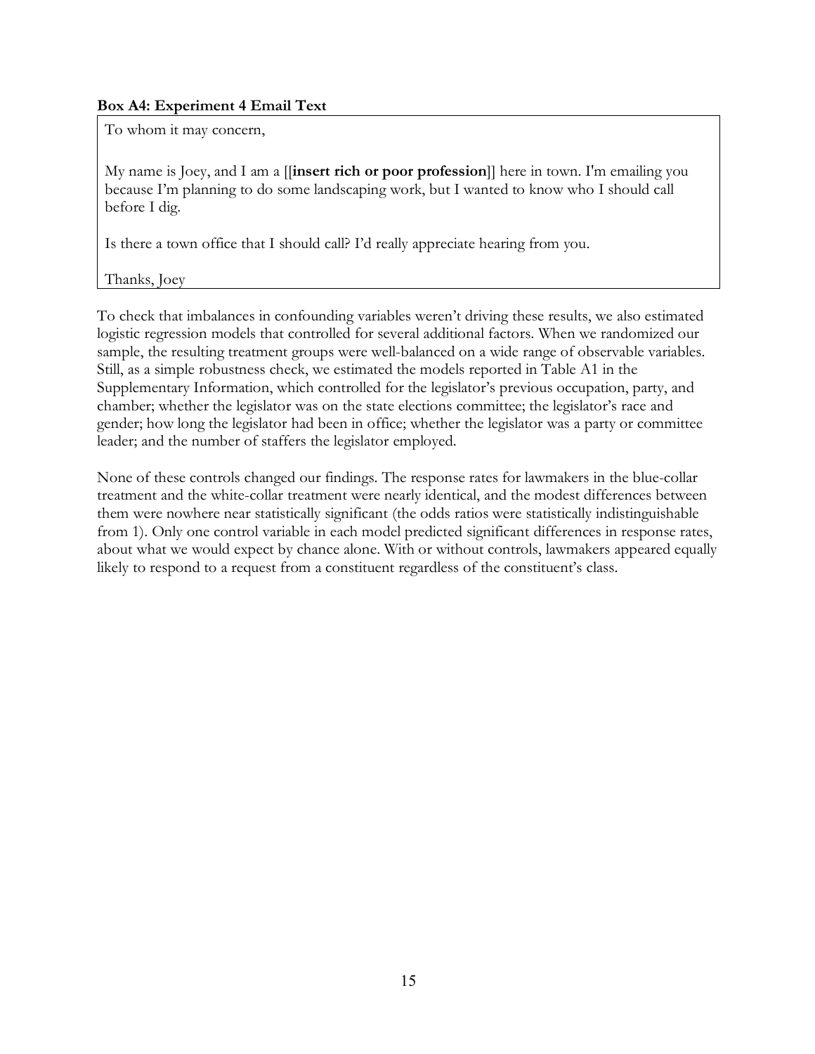**Box A4: Experiment 4 Email Text**

> To whom it may concern,
>
> My name is Joey, and I am a [[**insert rich or poor profession**]] here in town. I'm emailing you because I'm planning to do some landscaping work, but I wanted to know who I should call before I dig.
>
> Is there a town office that I should call? I'd really appreciate hearing from you.
>
> Thanks, Joey

To check that imbalances in confounding variables weren't driving these results, we also estimated logistic regression models that controlled for several additional factors. When we randomized our sample, the resulting treatment groups were well-balanced on a wide range of observable variables. Still, as a simple robustness check, we estimated the models reported in Table A1 in the Supplementary Information, which controlled for the legislator's previous occupation, party, and chamber; whether the legislator was on the state elections committee; the legislator's race and gender; how long the legislator had been in office; whether the legislator was a party or committee leader; and the number of staffers the legislator employed.

None of these controls changed our findings. The response rates for lawmakers in the blue-collar treatment and the white-collar treatment were nearly identical, and the modest differences between them were nowhere near statistically significant (the odds ratios were statistically indistinguishable from 1). Only one control variable in each model predicted significant differences in response rates, about what we would expect by chance alone. With or without controls, lawmakers appeared equally likely to respond to a request from a constituent regardless of the constituent's class.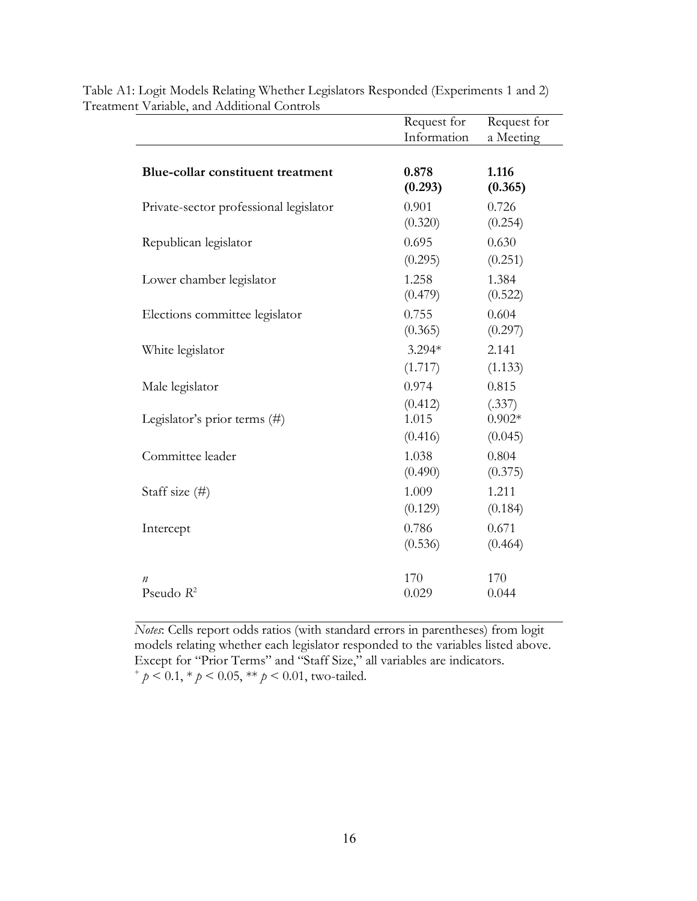Table A1: Logit Models Relating Whether Legislators Responded (Experiments 1 and 2) Treatment Variable, and Additional Controls

| | Request for Information | Request for a Meeting |
|---|---|---|
| **Blue-collar constituent treatment** | **0.878** **(0.293)** | **1.116** **(0.365)** |
| Private-sector professional legislator | 0.901 (0.320) | 0.726 (0.254) |
| Republican legislator | 0.695 (0.295) | 0.630 (0.251) |
| Lower chamber legislator | 1.258 (0.479) | 1.384 (0.522) |
| Elections committee legislator | 0.755 (0.365) | 0.604 (0.297) |
| White legislator | 3.294* (1.717) | 2.141 (1.133) |
| Male legislator | 0.974 (0.412) | 0.815 (.337) |
| Legislator's prior terms (#) | 1.015 (0.416) | 0.902* (0.045) |
| Committee leader | 1.038 (0.490) | 0.804 (0.375) |
| Staff size (#) | 1.009 (0.129) | 1.211 (0.184) |
| Intercept | 0.786 (0.536) | 0.671 (0.464) |
| *n* | 170 | 170 |
| Pseudo $R^2$ | 0.029 | 0.044 |

*Notes*: Cells report odds ratios (with standard errors in parentheses) from logit models relating whether each legislator responded to the variables listed above. Except for "Prior Terms" and "Staff Size," all variables are indicators.
$^+ p < 0.1$, $* p < 0.05$, $** p < 0.01$, two-tailed.